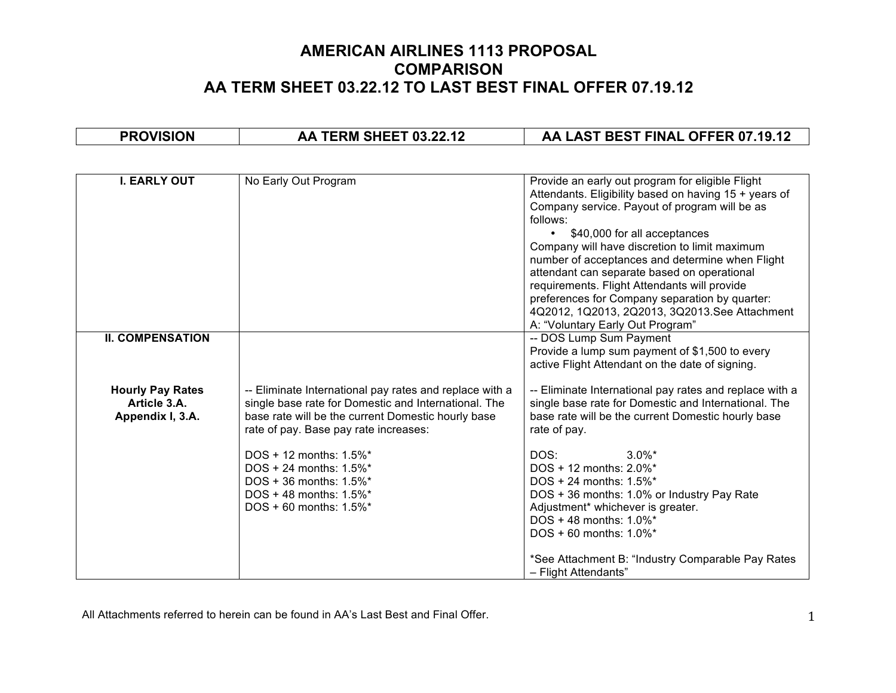# AMERICAN AIRLINES 1113 PROPOSAL
# COMPARISON
# AA TERM SHEET 03.22.12 TO LAST BEST FINAL OFFER 07.19.12

| PROVISION | AA TERM SHEET 03.22.12 | AA LAST BEST FINAL OFFER 07.19.12 |
|---|---|---|
| **I. EARLY OUT** | No Early Out Program | Provide an early out program for eligible Flight Attendants. Eligibility based on having 15 + years of Company service. Payout of program will be as follows:<br>• $40,000 for all acceptances<br>Company will have discretion to limit maximum number of acceptances and determine when Flight attendant can separate based on operational requirements. Flight Attendants will provide preferences for Company separation by quarter: 4Q2012, 1Q2013, 2Q2013, 3Q2013.See Attachment A: "Voluntary Early Out Program" |
| **II. COMPENSATION** | | -- DOS Lump Sum Payment<br>Provide a lump sum payment of $1,500 to every active Flight Attendant on the date of signing. |
| **Hourly Pay Rates**<br>**Article 3.A.**<br>**Appendix I, 3.A.** | -- Eliminate International pay rates and replace with a single base rate for Domestic and International. The base rate will be the current Domestic hourly base rate of pay. Base pay rate increases:<br><br>DOS + 12 months: 1.5%*<br>DOS + 24 months: 1.5%*<br>DOS + 36 months: 1.5%*<br>DOS + 48 months: 1.5%*<br>DOS + 60 months: 1.5%* | -- Eliminate International pay rates and replace with a single base rate for Domestic and International. The base rate will be the current Domestic hourly base rate of pay.<br><br>DOS: 3.0%*<br>DOS + 12 months: 2.0%*<br>DOS + 24 months: 1.5%*<br>DOS + 36 months: 1.0% or Industry Pay Rate Adjustment* whichever is greater.<br>DOS + 48 months: 1.0%*<br>DOS + 60 months: 1.0%*<br><br>*See Attachment B: "Industry Comparable Pay Rates – Flight Attendants" |

All Attachments referred to herein can be found in AA's Last Best and Final Offer.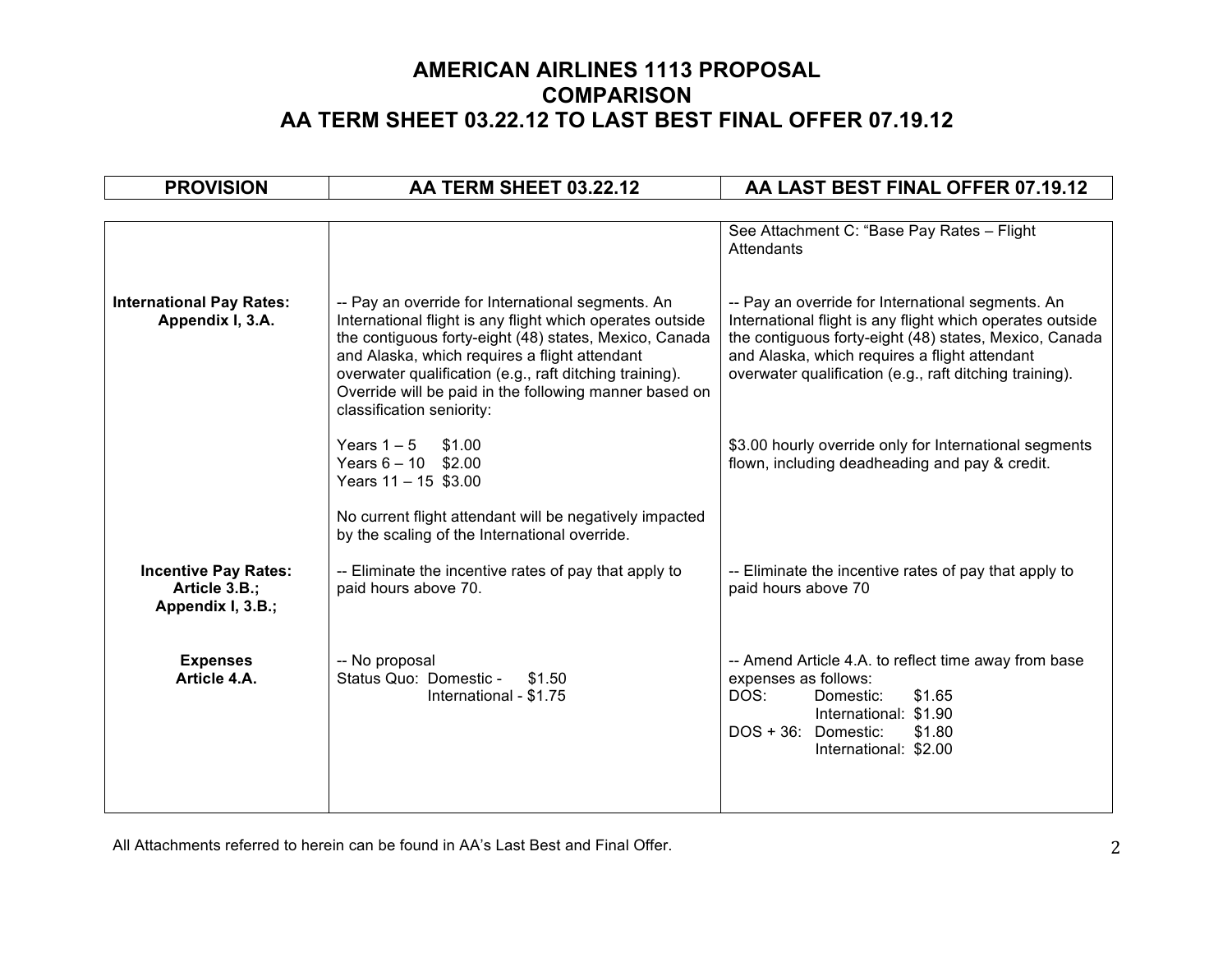# AMERICAN AIRLINES 1113 PROPOSAL
# COMPARISON
# AA TERM SHEET 03.22.12 TO LAST BEST FINAL OFFER 07.19.12

| PROVISION | AA TERM SHEET 03.22.12 | AA LAST BEST FINAL OFFER 07.19.12 |
|---|---|---|
| | | See Attachment C: "Base Pay Rates – Flight Attendants |
| **International Pay Rates: Appendix I, 3.A.** | -- Pay an override for International segments. An International flight is any flight which operates outside the contiguous forty-eight (48) states, Mexico, Canada and Alaska, which requires a flight attendant overwater qualification (e.g., raft ditching training). Override will be paid in the following manner based on classification seniority:<br><br>Years 1 – 5 $1.00<br>Years 6 – 10 $2.00<br>Years 11 – 15 $3.00<br><br>No current flight attendant will be negatively impacted by the scaling of the International override. | -- Pay an override for International segments. An International flight is any flight which operates outside the contiguous forty-eight (48) states, Mexico, Canada and Alaska, which requires a flight attendant overwater qualification (e.g., raft ditching training).<br><br>$3.00 hourly override only for International segments flown, including deadheading and pay & credit. |
| **Incentive Pay Rates: Article 3.B.; Appendix I, 3.B.;** | -- Eliminate the incentive rates of pay that apply to paid hours above 70. | -- Eliminate the incentive rates of pay that apply to paid hours above 70 |
| **Expenses Article 4.A.** | -- No proposal<br>Status Quo: Domestic - $1.50<br>International - $1.75 | -- Amend Article 4.A. to reflect time away from base expenses as follows:<br>DOS: Domestic: $1.65<br>International: $1.90<br>DOS + 36: Domestic: $1.80<br>International: $2.00 |

All Attachments referred to herein can be found in AA's Last Best and Final Offer.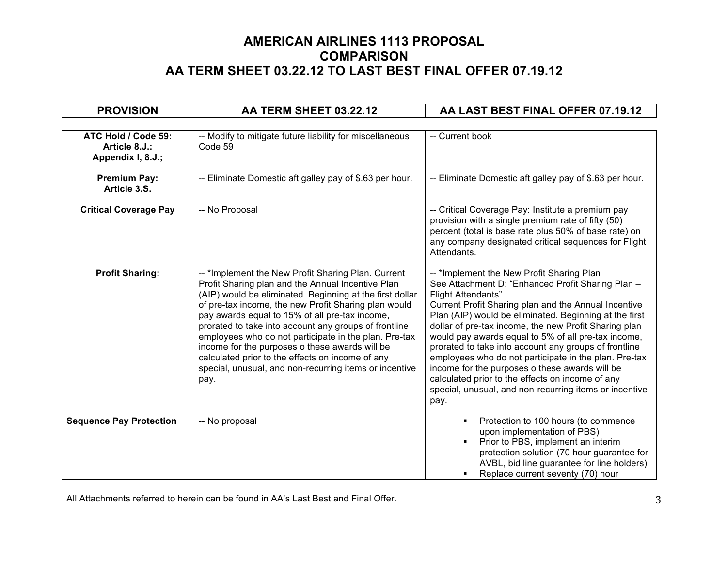# AMERICAN AIRLINES 1113 PROPOSAL
# COMPARISON
# AA TERM SHEET 03.22.12 TO LAST BEST FINAL OFFER 07.19.12

| PROVISION | AA TERM SHEET 03.22.12 | AA LAST BEST FINAL OFFER 07.19.12 |
|---|---|---|
| **ATC Hold / Code 59: Article 8.J.: Appendix I, 8.J.;** | -- Modify to mitigate future liability for miscellaneous Code 59 | -- Current book |
| **Premium Pay: Article 3.S.** | -- Eliminate Domestic aft galley pay of $.63 per hour. | -- Eliminate Domestic aft galley pay of $.63 per hour. |
| **Critical Coverage Pay** | -- No Proposal | -- Critical Coverage Pay: Institute a premium pay provision with a single premium rate of fifty (50) percent (total is base rate plus 50% of base rate) on any company designated critical sequences for Flight Attendants. |
| **Profit Sharing:** | -- *Implement the New Profit Sharing Plan. Current Profit Sharing plan and the Annual Incentive Plan (AIP) would be eliminated. Beginning at the first dollar of pre-tax income, the new Profit Sharing plan would pay awards equal to 15% of all pre-tax income, prorated to take into account any groups of frontline employees who do not participate in the plan. Pre-tax income for the purposes o these awards will be calculated prior to the effects on income of any special, unusual, and non-recurring items or incentive pay. | -- *Implement the New Profit Sharing Plan See Attachment D: "Enhanced Profit Sharing Plan – Flight Attendants" Current Profit Sharing plan and the Annual Incentive Plan (AIP) would be eliminated. Beginning at the first dollar of pre-tax income, the new Profit Sharing plan would pay awards equal to 5% of all pre-tax income, prorated to take into account any groups of frontline employees who do not participate in the plan. Pre-tax income for the purposes o these awards will be calculated prior to the effects on income of any special, unusual, and non-recurring items or incentive pay. |
| **Sequence Pay Protection** | -- No proposal | ▪ Protection to 100 hours (to commence upon implementation of PBS)<br>▪ Prior to PBS, implement an interim protection solution (70 hour guarantee for AVBL, bid line guarantee for line holders)<br>▪ Replace current seventy (70) hour |

All Attachments referred to herein can be found in AA's Last Best and Final Offer.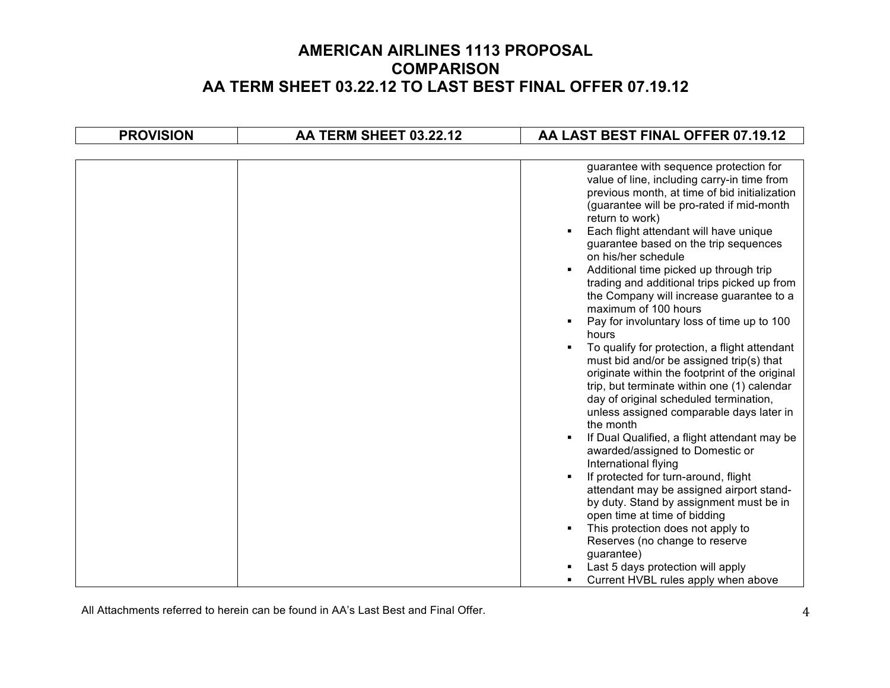# AMERICAN AIRLINES 1113 PROPOSAL
# COMPARISON
# AA TERM SHEET 03.22.12 TO LAST BEST FINAL OFFER 07.19.12

| PROVISION | AA TERM SHEET 03.22.12 | AA LAST BEST FINAL OFFER 07.19.12 |
|---|---|---|
| | | guarantee with sequence protection for value of line, including carry-in time from previous month, at time of bid initialization (guarantee will be pro-rated if mid-month return to work)<br>▪ Each flight attendant will have unique guarantee based on the trip sequences on his/her schedule<br>▪ Additional time picked up through trip trading and additional trips picked up from the Company will increase guarantee to a maximum of 100 hours<br>▪ Pay for involuntary loss of time up to 100 hours<br>▪ To qualify for protection, a flight attendant must bid and/or be assigned trip(s) that originate within the footprint of the original trip, but terminate within one (1) calendar day of original scheduled termination, unless assigned comparable days later in the month<br>▪ If Dual Qualified, a flight attendant may be awarded/assigned to Domestic or International flying<br>▪ If protected for turn-around, flight attendant may be assigned airport stand-by duty. Stand by assignment must be in open time at time of bidding<br>▪ This protection does not apply to Reserves (no change to reserve guarantee)<br>▪ Last 5 days protection will apply<br>▪ Current HVBL rules apply when above |

All Attachments referred to herein can be found in AA's Last Best and Final Offer.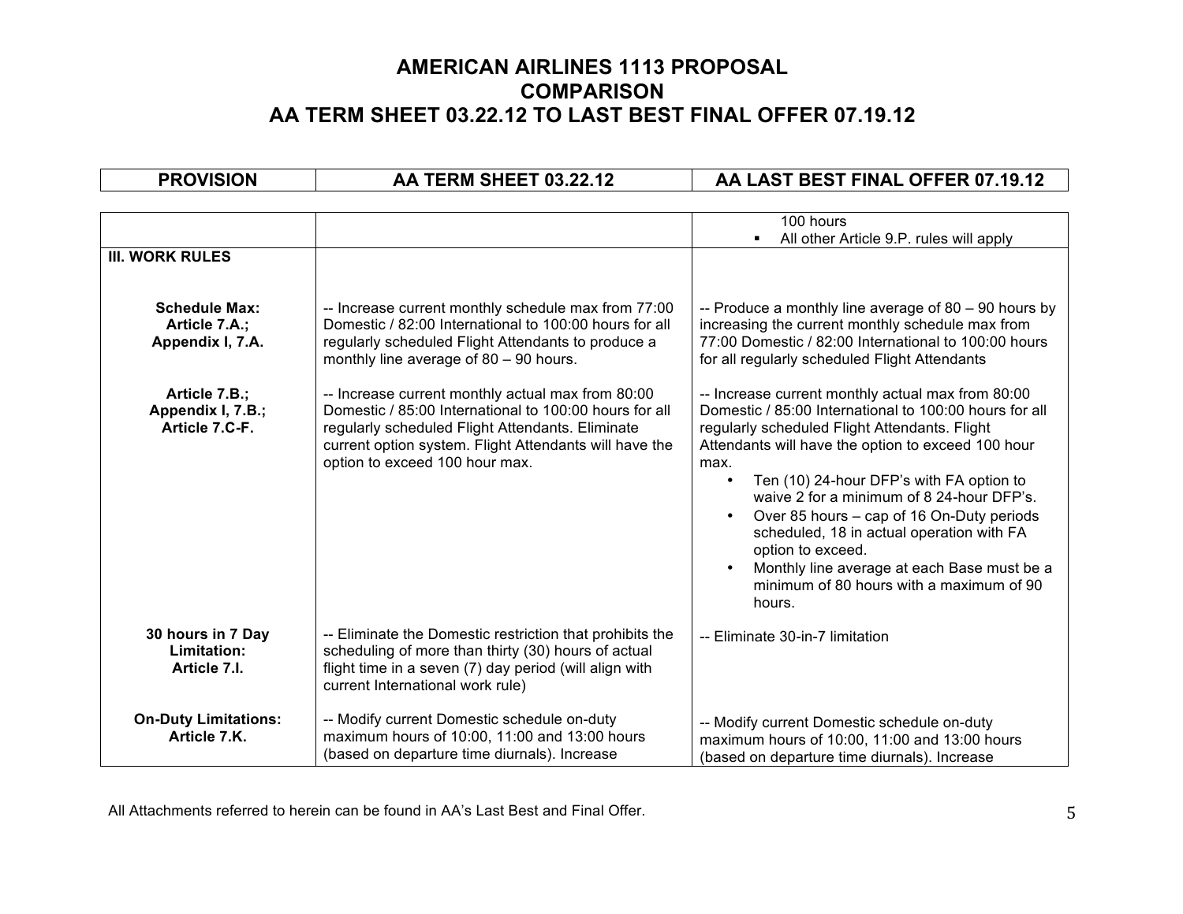# AMERICAN AIRLINES 1113 PROPOSAL COMPARISON AA TERM SHEET 03.22.12 TO LAST BEST FINAL OFFER 07.19.12

| PROVISION | AA TERM SHEET 03.22.12 | AA LAST BEST FINAL OFFER 07.19.12 |
|---|---|---|
| | | 100 hours<br>▪ All other Article 9.P. rules will apply |
| **III. WORK RULES** | | |
| **Schedule Max: Article 7.A.; Appendix I, 7.A.** | -- Increase current monthly schedule max from 77:00 Domestic / 82:00 International to 100:00 hours for all regularly scheduled Flight Attendants to produce a monthly line average of 80 – 90 hours. | -- Produce a monthly line average of 80 – 90 hours by increasing the current monthly schedule max from 77:00 Domestic / 82:00 International to 100:00 hours for all regularly scheduled Flight Attendants |
| **Article 7.B.; Appendix I, 7.B.; Article 7.C-F.** | -- Increase current monthly actual max from 80:00 Domestic / 85:00 International to 100:00 hours for all regularly scheduled Flight Attendants. Eliminate current option system. Flight Attendants will have the option to exceed 100 hour max. | -- Increase current monthly actual max from 80:00 Domestic / 85:00 International to 100:00 hours for all regularly scheduled Flight Attendants. Flight Attendants will have the option to exceed 100 hour max.<br>• Ten (10) 24-hour DFP's with FA option to waive 2 for a minimum of 8 24-hour DFP's.<br>• Over 85 hours – cap of 16 On-Duty periods scheduled, 18 in actual operation with FA option to exceed.<br>• Monthly line average at each Base must be a minimum of 80 hours with a maximum of 90 hours. |
| **30 hours in 7 Day Limitation: Article 7.I.** | -- Eliminate the Domestic restriction that prohibits the scheduling of more than thirty (30) hours of actual flight time in a seven (7) day period (will align with current International work rule) | -- Eliminate 30-in-7 limitation |
| **On-Duty Limitations: Article 7.K.** | -- Modify current Domestic schedule on-duty maximum hours of 10:00, 11:00 and 13:00 hours (based on departure time diurnals). Increase | -- Modify current Domestic schedule on-duty maximum hours of 10:00, 11:00 and 13:00 hours (based on departure time diurnals). Increase |

All Attachments referred to herein can be found in AA's Last Best and Final Offer.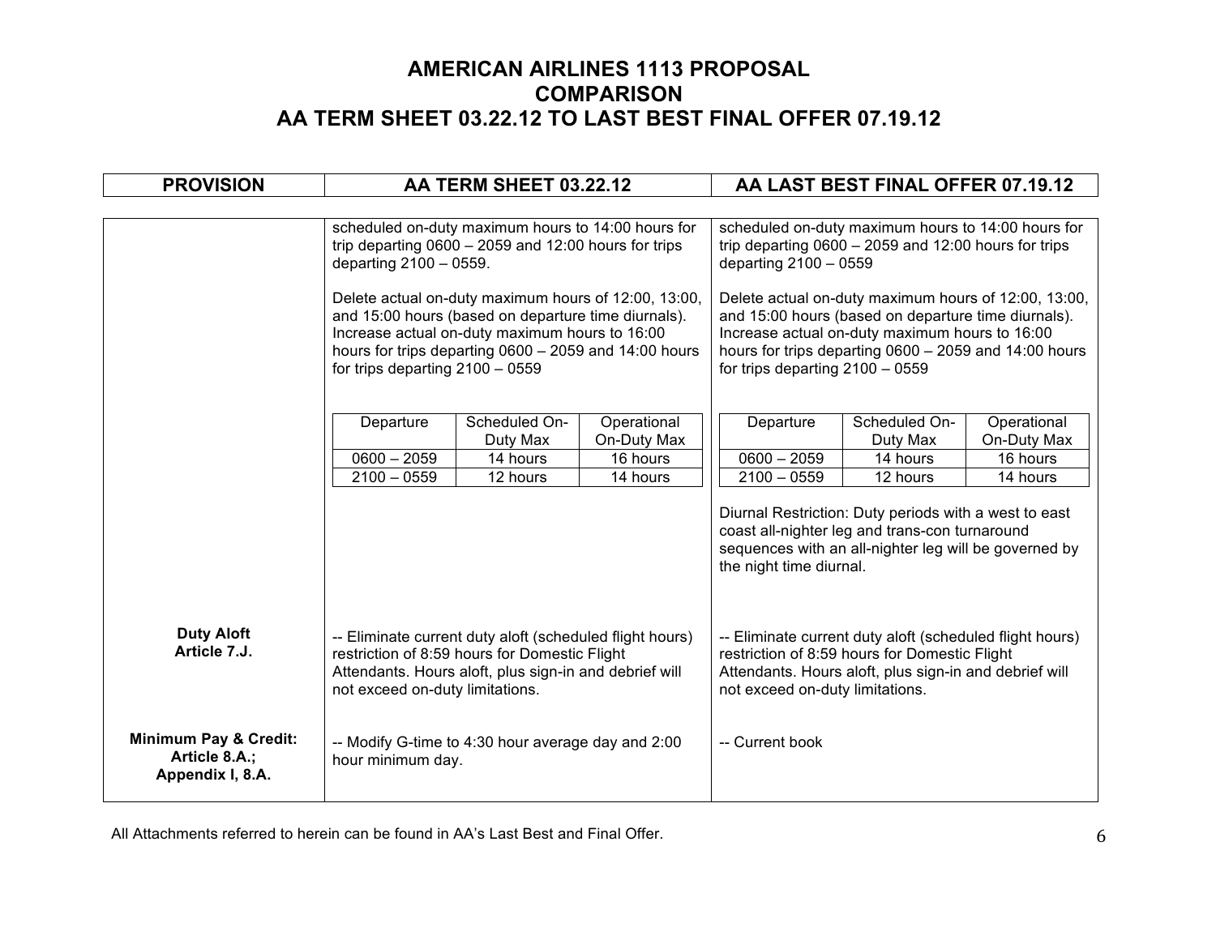# AMERICAN AIRLINES 1113 PROPOSAL
# COMPARISON
# AA TERM SHEET 03.22.12 TO LAST BEST FINAL OFFER 07.19.12

| PROVISION | AA TERM SHEET 03.22.12 | AA LAST BEST FINAL OFFER 07.19.12 |
|---|---|---|
| | scheduled on-duty maximum hours to 14:00 hours for trip departing 0600 – 2059 and 12:00 hours for trips departing 2100 – 0559.<br><br>Delete actual on-duty maximum hours of 12:00, 13:00, and 15:00 hours (based on departure time diurnals). Increase actual on-duty maximum hours to 16:00 hours for trips departing 0600 – 2059 and 14:00 hours for trips departing 2100 – 0559<br><br>Departure / Scheduled On-Duty Max / Operational On-Duty Max:<br>0600 – 2059 / 14 hours / 16 hours<br>2100 – 0559 / 12 hours / 14 hours | scheduled on-duty maximum hours to 14:00 hours for trip departing 0600 – 2059 and 12:00 hours for trips departing 2100 – 0559<br><br>Delete actual on-duty maximum hours of 12:00, 13:00, and 15:00 hours (based on departure time diurnals). Increase actual on-duty maximum hours to 16:00 hours for trips departing 0600 – 2059 and 14:00 hours for trips departing 2100 – 0559<br><br>Departure / Scheduled On-Duty Max / Operational On-Duty Max:<br>0600 – 2059 / 14 hours / 16 hours<br>2100 – 0559 / 12 hours / 14 hours<br><br>Diurnal Restriction: Duty periods with a west to east coast all-nighter leg and trans-con turnaround sequences with an all-nighter leg will be governed by the night time diurnal. |
| **Duty Aloft**<br>**Article 7.J.** | -- Eliminate current duty aloft (scheduled flight hours) restriction of 8:59 hours for Domestic Flight Attendants. Hours aloft, plus sign-in and debrief will not exceed on-duty limitations. | -- Eliminate current duty aloft (scheduled flight hours) restriction of 8:59 hours for Domestic Flight Attendants. Hours aloft, plus sign-in and debrief will not exceed on-duty limitations. |
| **Minimum Pay & Credit:**<br>**Article 8.A.;**<br>**Appendix I, 8.A.** | -- Modify G-time to 4:30 hour average day and 2:00 hour minimum day. | -- Current book |

All Attachments referred to herein can be found in AA's Last Best and Final Offer.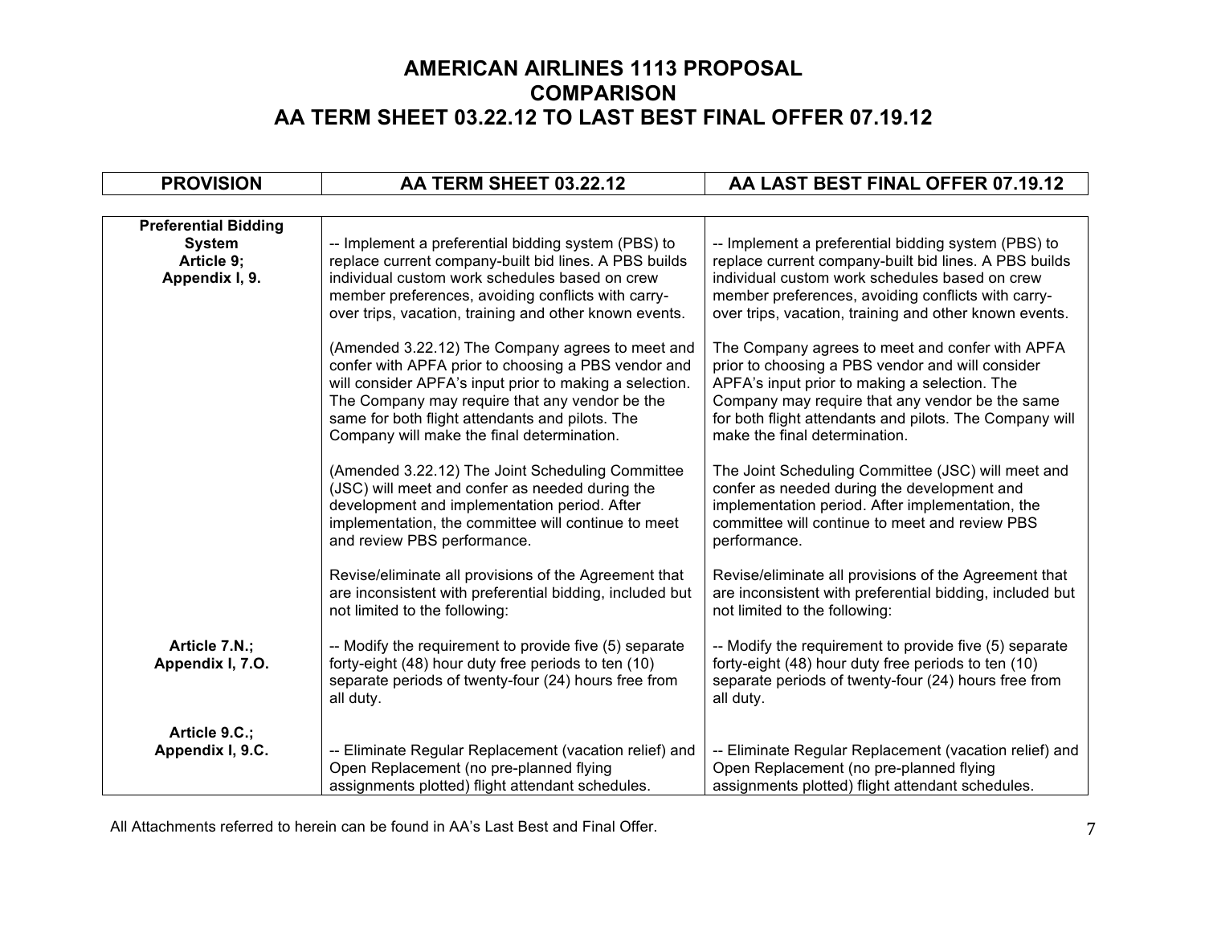# AMERICAN AIRLINES 1113 PROPOSAL COMPARISON AA TERM SHEET 03.22.12 TO LAST BEST FINAL OFFER 07.19.12

| PROVISION | AA TERM SHEET 03.22.12 | AA LAST BEST FINAL OFFER 07.19.12 |
|---|---|---|
| **Preferential Bidding System Article 9; Appendix I, 9.** | -- Implement a preferential bidding system (PBS) to replace current company-built bid lines. A PBS builds individual custom work schedules based on crew member preferences, avoiding conflicts with carry-over trips, vacation, training and other known events. | -- Implement a preferential bidding system (PBS) to replace current company-built bid lines. A PBS builds individual custom work schedules based on crew member preferences, avoiding conflicts with carry-over trips, vacation, training and other known events. |
| | (Amended 3.22.12) The Company agrees to meet and confer with APFA prior to choosing a PBS vendor and will consider APFA's input prior to making a selection. The Company may require that any vendor be the same for both flight attendants and pilots. The Company will make the final determination. | The Company agrees to meet and confer with APFA prior to choosing a PBS vendor and will consider APFA's input prior to making a selection. The Company may require that any vendor be the same for both flight attendants and pilots. The Company will make the final determination. |
| | (Amended 3.22.12) The Joint Scheduling Committee (JSC) will meet and confer as needed during the development and implementation period. After implementation, the committee will continue to meet and review PBS performance. | The Joint Scheduling Committee (JSC) will meet and confer as needed during the development and implementation period. After implementation, the committee will continue to meet and review PBS performance. |
| | Revise/eliminate all provisions of the Agreement that are inconsistent with preferential bidding, included but not limited to the following: | Revise/eliminate all provisions of the Agreement that are inconsistent with preferential bidding, included but not limited to the following: |
| **Article 7.N.; Appendix I, 7.O.** | -- Modify the requirement to provide five (5) separate forty-eight (48) hour duty free periods to ten (10) separate periods of twenty-four (24) hours free from all duty. | -- Modify the requirement to provide five (5) separate forty-eight (48) hour duty free periods to ten (10) separate periods of twenty-four (24) hours free from all duty. |
| **Article 9.C.; Appendix I, 9.C.** | -- Eliminate Regular Replacement (vacation relief) and Open Replacement (no pre-planned flying assignments plotted) flight attendant schedules. | -- Eliminate Regular Replacement (vacation relief) and Open Replacement (no pre-planned flying assignments plotted) flight attendant schedules. |

All Attachments referred to herein can be found in AA's Last Best and Final Offer.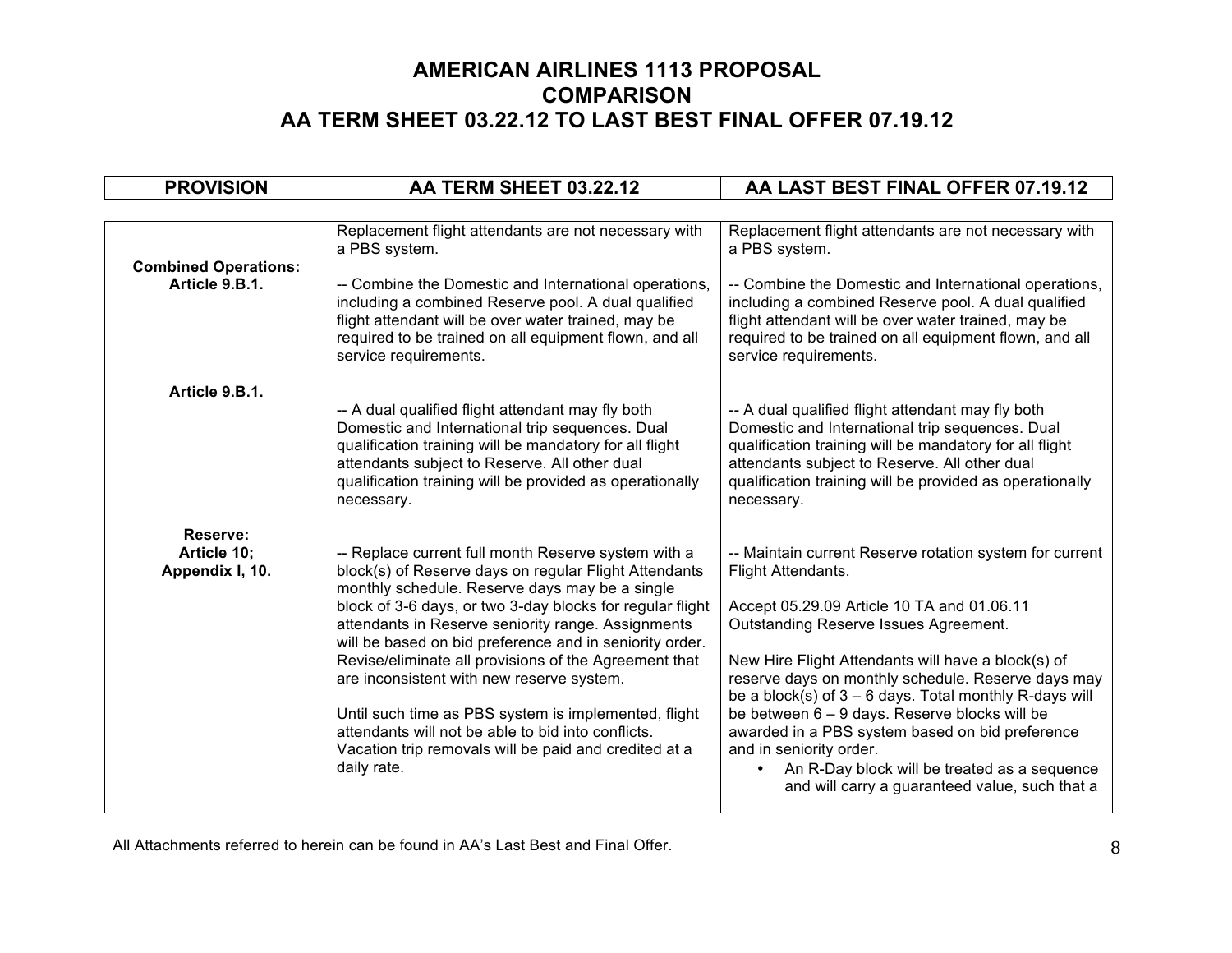# AMERICAN AIRLINES 1113 PROPOSAL
# COMPARISON
# AA TERM SHEET 03.22.12 TO LAST BEST FINAL OFFER 07.19.12

| PROVISION | AA TERM SHEET 03.22.12 | AA LAST BEST FINAL OFFER 07.19.12 |
|---|---|---|
| **Combined Operations: Article 9.B.1.** | Replacement flight attendants are not necessary with a PBS system.<br><br>-- Combine the Domestic and International operations, including a combined Reserve pool. A dual qualified flight attendant will be over water trained, may be required to be trained on all equipment flown, and all service requirements. | Replacement flight attendants are not necessary with a PBS system.<br><br>-- Combine the Domestic and International operations, including a combined Reserve pool. A dual qualified flight attendant will be over water trained, may be required to be trained on all equipment flown, and all service requirements. |
| **Article 9.B.1.** | -- A dual qualified flight attendant may fly both Domestic and International trip sequences. Dual qualification training will be mandatory for all flight attendants subject to Reserve. All other dual qualification training will be provided as operationally necessary. | -- A dual qualified flight attendant may fly both Domestic and International trip sequences. Dual qualification training will be mandatory for all flight attendants subject to Reserve. All other dual qualification training will be provided as operationally necessary. |
| **Reserve: Article 10; Appendix I, 10.** | -- Replace current full month Reserve system with a block(s) of Reserve days on regular Flight Attendants monthly schedule. Reserve days may be a single block of 3-6 days, or two 3-day blocks for regular flight attendants in Reserve seniority range. Assignments will be based on bid preference and in seniority order. Revise/eliminate all provisions of the Agreement that are inconsistent with new reserve system.<br><br>Until such time as PBS system is implemented, flight attendants will not be able to bid into conflicts. Vacation trip removals will be paid and credited at a daily rate. | -- Maintain current Reserve rotation system for current Flight Attendants.<br><br>Accept 05.29.09 Article 10 TA and 01.06.11 Outstanding Reserve Issues Agreement.<br><br>New Hire Flight Attendants will have a block(s) of reserve days on monthly schedule. Reserve days may be a block(s) of 3 – 6 days. Total monthly R-days will be between 6 – 9 days. Reserve blocks will be awarded in a PBS system based on bid preference and in seniority order.<br>• An R-Day block will be treated as a sequence and will carry a guaranteed value, such that a |

All Attachments referred to herein can be found in AA's Last Best and Final Offer.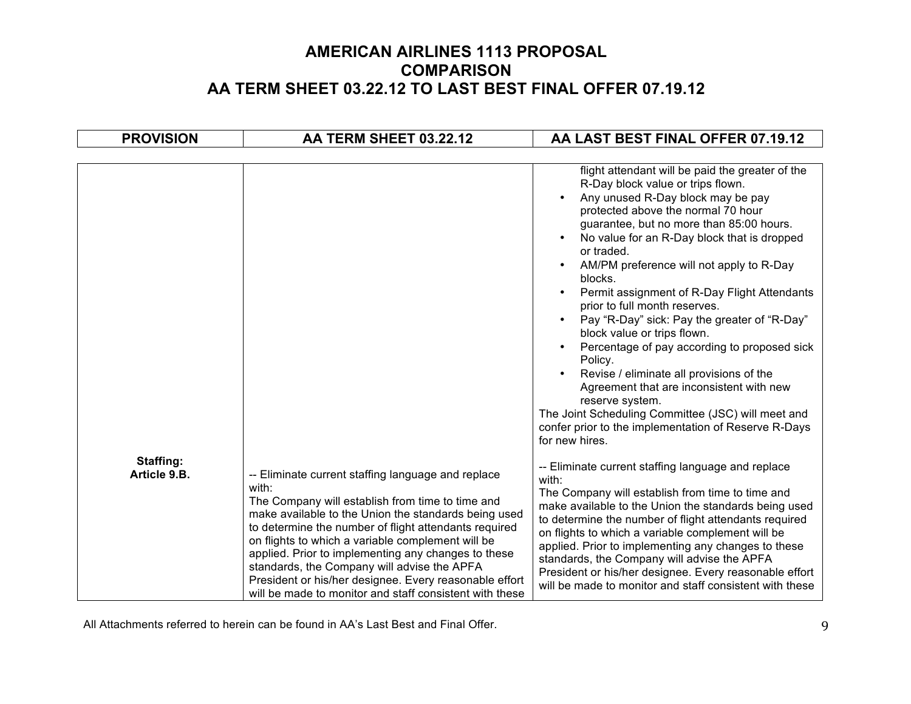# AMERICAN AIRLINES 1113 PROPOSAL
# COMPARISON
# AA TERM SHEET 03.22.12 TO LAST BEST FINAL OFFER 07.19.12

| PROVISION | AA TERM SHEET 03.22.12 | AA LAST BEST FINAL OFFER 07.19.12 |
|---|---|---|
| | | flight attendant will be paid the greater of the R-Day block value or trips flown.<br>• Any unused R-Day block may be pay protected above the normal 70 hour guarantee, but no more than 85:00 hours.<br>• No value for an R-Day block that is dropped or traded.<br>• AM/PM preference will not apply to R-Day blocks.<br>• Permit assignment of R-Day Flight Attendants prior to full month reserves.<br>• Pay "R-Day" sick: Pay the greater of "R-Day" block value or trips flown.<br>• Percentage of pay according to proposed sick Policy.<br>• Revise / eliminate all provisions of the Agreement that are inconsistent with new reserve system.<br>The Joint Scheduling Committee (JSC) will meet and confer prior to the implementation of Reserve R-Days for new hires. |
| **Staffing:**<br>**Article 9.B.** | -- Eliminate current staffing language and replace with:<br>The Company will establish from time to time and make available to the Union the standards being used to determine the number of flight attendants required on flights to which a variable complement will be applied. Prior to implementing any changes to these standards, the Company will advise the APFA President or his/her designee. Every reasonable effort will be made to monitor and staff consistent with these | -- Eliminate current staffing language and replace with:<br>The Company will establish from time to time and make available to the Union the standards being used to determine the number of flight attendants required on flights to which a variable complement will be applied. Prior to implementing any changes to these standards, the Company will advise the APFA President or his/her designee. Every reasonable effort will be made to monitor and staff consistent with these |

All Attachments referred to herein can be found in AA's Last Best and Final Offer.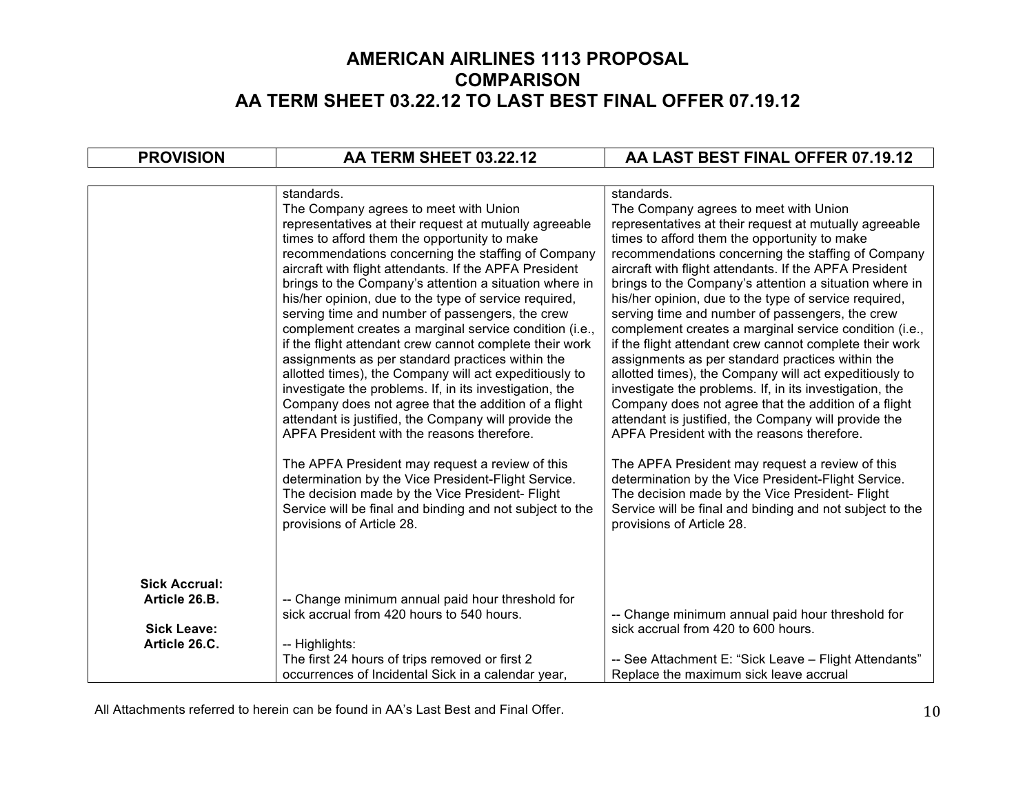# AMERICAN AIRLINES 1113 PROPOSAL COMPARISON AA TERM SHEET 03.22.12 TO LAST BEST FINAL OFFER 07.19.12

| PROVISION | AA TERM SHEET 03.22.12 | AA LAST BEST FINAL OFFER 07.19.12 |
|---|---|---|
| | standards.<br>The Company agrees to meet with Union representatives at their request at mutually agreeable times to afford them the opportunity to make recommendations concerning the staffing of Company aircraft with flight attendants. If the APFA President brings to the Company's attention a situation where in his/her opinion, due to the type of service required, serving time and number of passengers, the crew complement creates a marginal service condition (i.e., if the flight attendant crew cannot complete their work assignments as per standard practices within the allotted times), the Company will act expeditiously to investigate the problems. If, in its investigation, the Company does not agree that the addition of a flight attendant is justified, the Company will provide the APFA President with the reasons therefore.<br><br>The APFA President may request a review of this determination by the Vice President-Flight Service. The decision made by the Vice President- Flight Service will be final and binding and not subject to the provisions of Article 28. | standards.<br>The Company agrees to meet with Union representatives at their request at mutually agreeable times to afford them the opportunity to make recommendations concerning the staffing of Company aircraft with flight attendants. If the APFA President brings to the Company's attention a situation where in his/her opinion, due to the type of service required, serving time and number of passengers, the crew complement creates a marginal service condition (i.e., if the flight attendant crew cannot complete their work assignments as per standard practices within the allotted times), the Company will act expeditiously to investigate the problems. If, in its investigation, the Company does not agree that the addition of a flight attendant is justified, the Company will provide the APFA President with the reasons therefore.<br><br>The APFA President may request a review of this determination by the Vice President-Flight Service. The decision made by the Vice President- Flight Service will be final and binding and not subject to the provisions of Article 28. |
| **Sick Accrual: Article 26.B.** | -- Change minimum annual paid hour threshold for sick accrual from 420 hours to 540 hours. | -- Change minimum annual paid hour threshold for sick accrual from 420 to 600 hours. |
| **Sick Leave: Article 26.C.** | -- Highlights:<br>The first 24 hours of trips removed or first 2 occurrences of Incidental Sick in a calendar year, | -- See Attachment E: "Sick Leave – Flight Attendants"<br>Replace the maximum sick leave accrual |

All Attachments referred to herein can be found in AA's Last Best and Final Offer.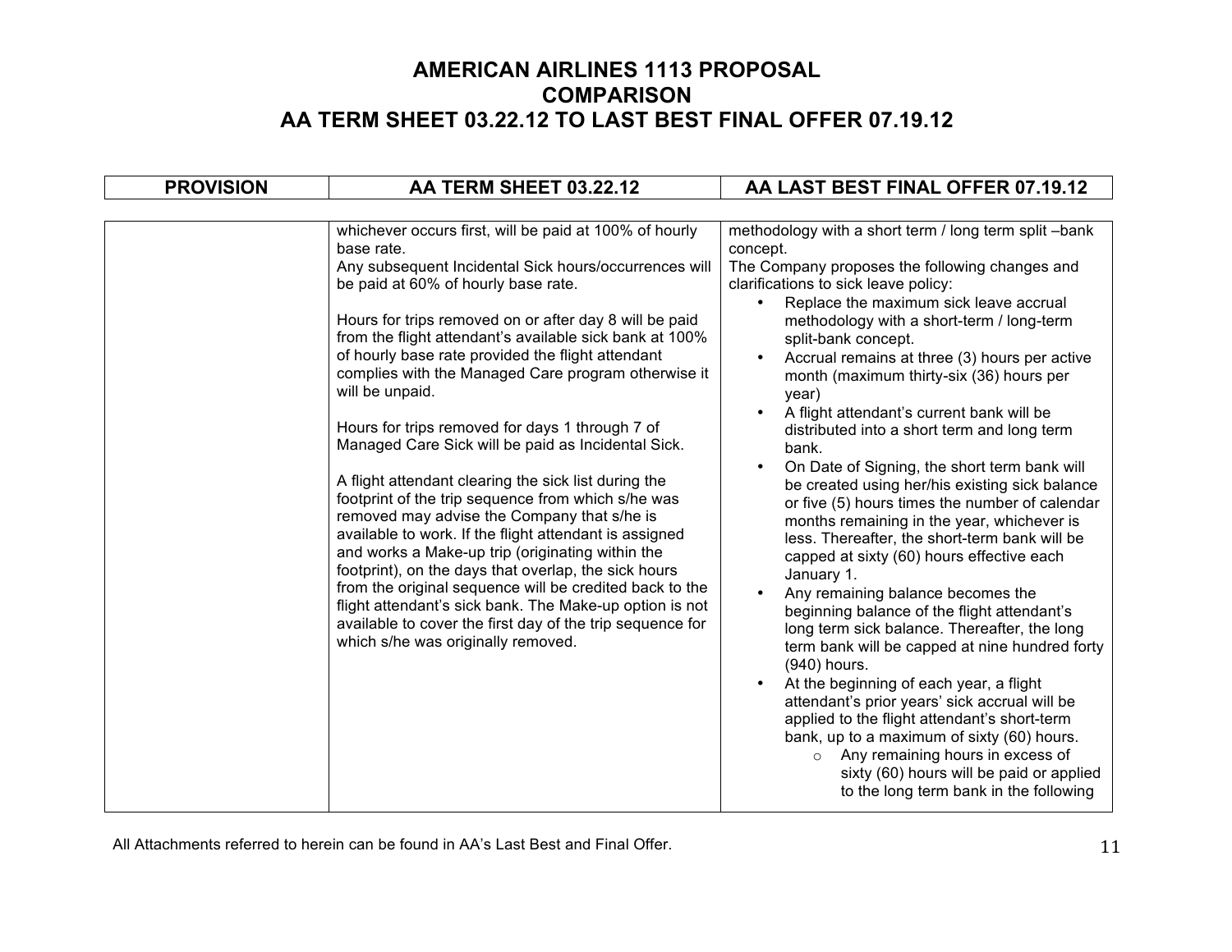# AMERICAN AIRLINES 1113 PROPOSAL
# COMPARISON
# AA TERM SHEET 03.22.12 TO LAST BEST FINAL OFFER 07.19.12

| PROVISION | AA TERM SHEET 03.22.12 | AA LAST BEST FINAL OFFER 07.19.12 |
|---|---|---|
| | whichever occurs first, will be paid at 100% of hourly base rate.<br>Any subsequent Incidental Sick hours/occurrences will be paid at 60% of hourly base rate.<br><br>Hours for trips removed on or after day 8 will be paid from the flight attendant's available sick bank at 100% of hourly base rate provided the flight attendant complies with the Managed Care program otherwise it will be unpaid.<br><br>Hours for trips removed for days 1 through 7 of Managed Care Sick will be paid as Incidental Sick.<br><br>A flight attendant clearing the sick list during the footprint of the trip sequence from which s/he was removed may advise the Company that s/he is available to work. If the flight attendant is assigned and works a Make-up trip (originating within the footprint), on the days that overlap, the sick hours from the original sequence will be credited back to the flight attendant's sick bank. The Make-up option is not available to cover the first day of the trip sequence for which s/he was originally removed. | methodology with a short term / long term split –bank concept.<br>The Company proposes the following changes and clarifications to sick leave policy:<br>• Replace the maximum sick leave accrual methodology with a short-term / long-term split-bank concept.<br>• Accrual remains at three (3) hours per active month (maximum thirty-six (36) hours per year)<br>• A flight attendant's current bank will be distributed into a short term and long term bank.<br>• On Date of Signing, the short term bank will be created using her/his existing sick balance or five (5) hours times the number of calendar months remaining in the year, whichever is less. Thereafter, the short-term bank will be capped at sixty (60) hours effective each January 1.<br>• Any remaining balance becomes the beginning balance of the flight attendant's long term sick balance. Thereafter, the long term bank will be capped at nine hundred forty (940) hours.<br>• At the beginning of each year, a flight attendant's prior years' sick accrual will be applied to the flight attendant's short-term bank, up to a maximum of sixty (60) hours.<br>&nbsp;&nbsp;&nbsp;&nbsp;○ Any remaining hours in excess of sixty (60) hours will be paid or applied to the long term bank in the following |

All Attachments referred to herein can be found in AA's Last Best and Final Offer.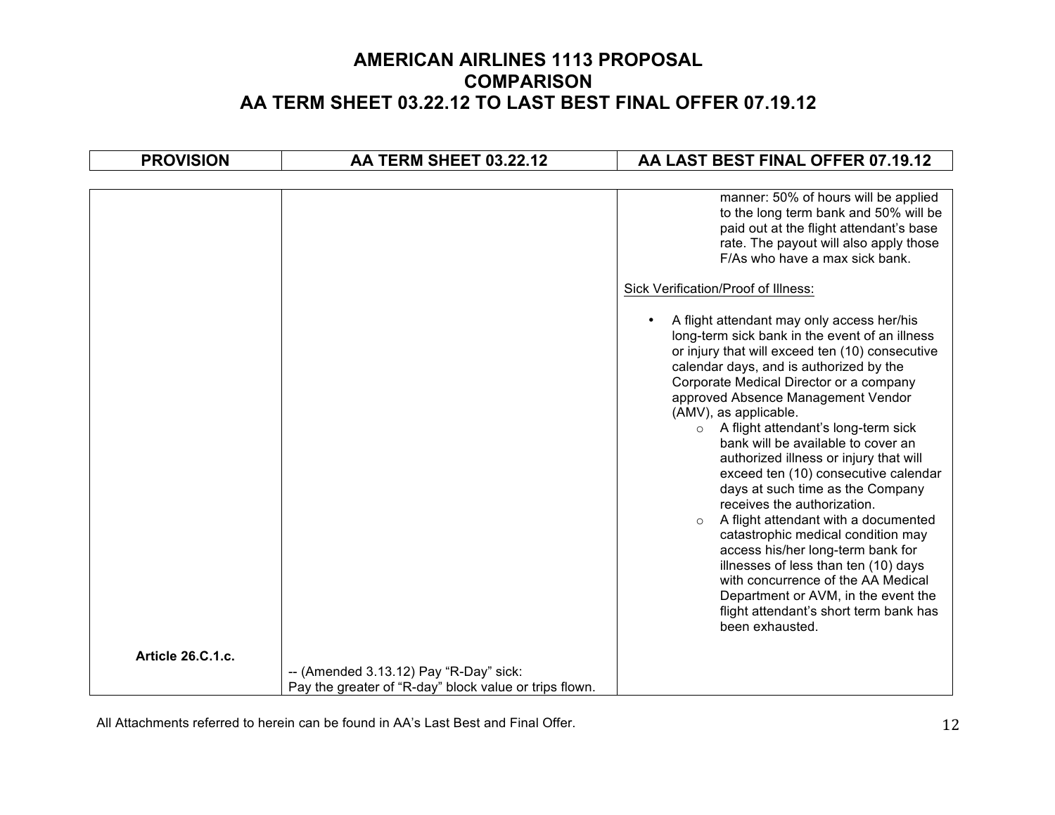# AMERICAN AIRLINES 1113 PROPOSAL
# COMPARISON
# AA TERM SHEET 03.22.12 TO LAST BEST FINAL OFFER 07.19.12

| PROVISION | AA TERM SHEET 03.22.12 | AA LAST BEST FINAL OFFER 07.19.12 |
|---|---|---|
| | | manner: 50% of hours will be applied to the long term bank and 50% will be paid out at the flight attendant's base rate. The payout will also apply those F/As who have a max sick bank.<br><br><u>Sick Verification/Proof of Illness:</u><br><br>• A flight attendant may only access her/his long-term sick bank in the event of an illness or injury that will exceed ten (10) consecutive calendar days, and is authorized by the Corporate Medical Director or a company approved Absence Management Vendor (AMV), as applicable.<br>&nbsp;&nbsp;&nbsp;&nbsp;○ A flight attendant's long-term sick bank will be available to cover an authorized illness or injury that will exceed ten (10) consecutive calendar days at such time as the Company receives the authorization.<br>&nbsp;&nbsp;&nbsp;&nbsp;○ A flight attendant with a documented catastrophic medical condition may access his/her long-term bank for illnesses of less than ten (10) days with concurrence of the AA Medical Department or AVM, in the event the flight attendant's short term bank has been exhausted. |
| **Article 26.C.1.c.** | -- (Amended 3.13.12) Pay "R-Day" sick:<br>Pay the greater of "R-day" block value or trips flown. | |

All Attachments referred to herein can be found in AA's Last Best and Final Offer.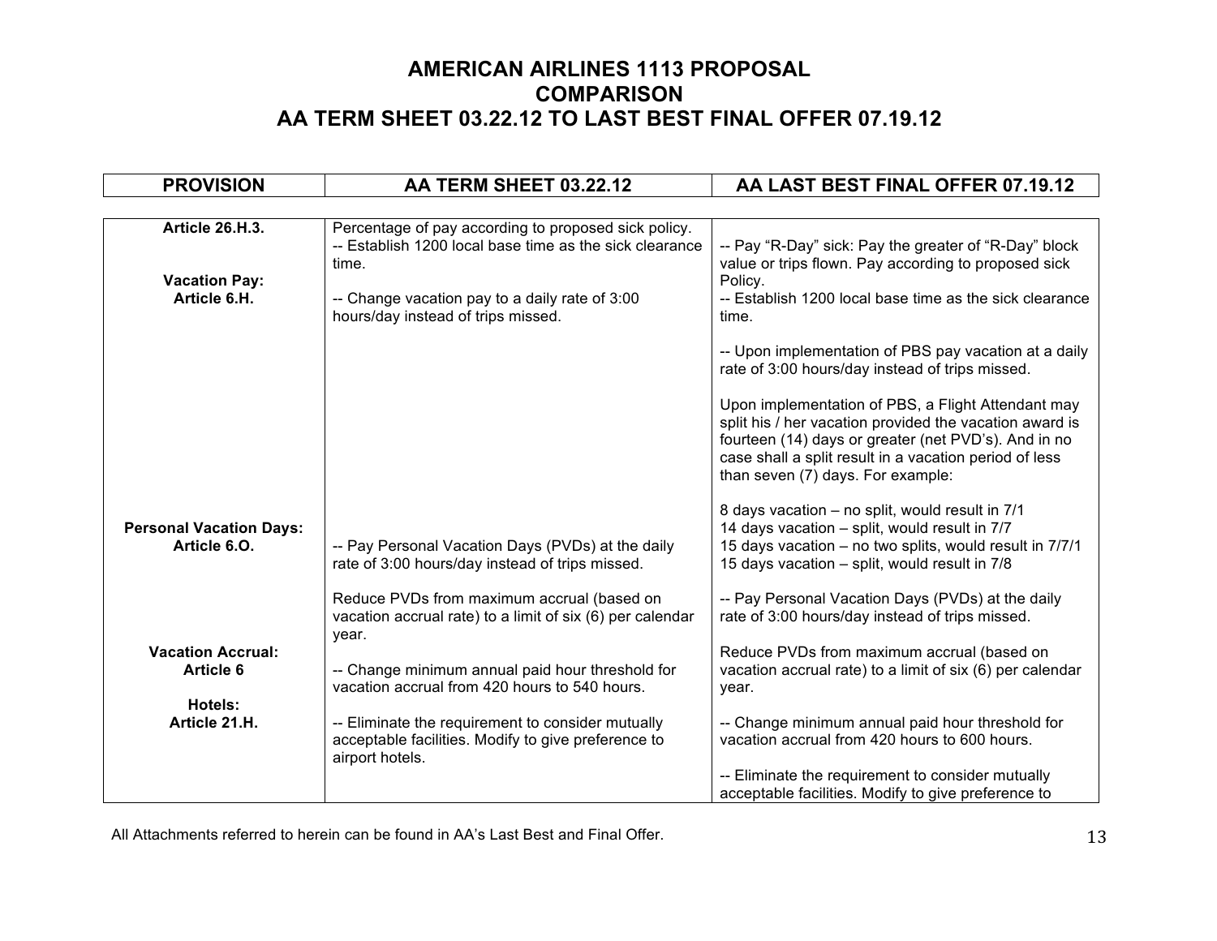# AMERICAN AIRLINES 1113 PROPOSAL
## COMPARISON
## AA TERM SHEET 03.22.12 TO LAST BEST FINAL OFFER 07.19.12

| PROVISION | AA TERM SHEET 03.22.12 | AA LAST BEST FINAL OFFER 07.19.12 |
|---|---|---|
| **Article 26.H.3.** | Percentage of pay according to proposed sick policy.<br>-- Establish 1200 local base time as the sick clearance time. | -- Pay "R-Day" sick: Pay the greater of "R-Day" block value or trips flown. Pay according to proposed sick Policy.<br>-- Establish 1200 local base time as the sick clearance time. |
| **Vacation Pay:**<br>**Article 6.H.** | -- Change vacation pay to a daily rate of 3:00 hours/day instead of trips missed. | -- Upon implementation of PBS pay vacation at a daily rate of 3:00 hours/day instead of trips missed.<br><br>Upon implementation of PBS, a Flight Attendant may split his / her vacation provided the vacation award is fourteen (14) days or greater (net PVD's). And in no case shall a split result in a vacation period of less than seven (7) days. For example:<br><br>8 days vacation – no split, would result in 7/1<br>14 days vacation – split, would result in 7/7<br>15 days vacation – no two splits, would result in 7/7/1<br>15 days vacation – split, would result in 7/8 |
| **Personal Vacation Days:**<br>**Article 6.O.** | -- Pay Personal Vacation Days (PVDs) at the daily rate of 3:00 hours/day instead of trips missed.<br><br>Reduce PVDs from maximum accrual (based on vacation accrual rate) to a limit of six (6) per calendar year. | -- Pay Personal Vacation Days (PVDs) at the daily rate of 3:00 hours/day instead of trips missed.<br><br>Reduce PVDs from maximum accrual (based on vacation accrual rate) to a limit of six (6) per calendar year. |
| **Vacation Accrual:**<br>**Article 6** | -- Change minimum annual paid hour threshold for vacation accrual from 420 hours to 540 hours. | -- Change minimum annual paid hour threshold for vacation accrual from 420 hours to 600 hours. |
| **Hotels:**<br>**Article 21.H.** | -- Eliminate the requirement to consider mutually acceptable facilities. Modify to give preference to airport hotels. | -- Eliminate the requirement to consider mutually acceptable facilities. Modify to give preference to |

All Attachments referred to herein can be found in AA's Last Best and Final Offer.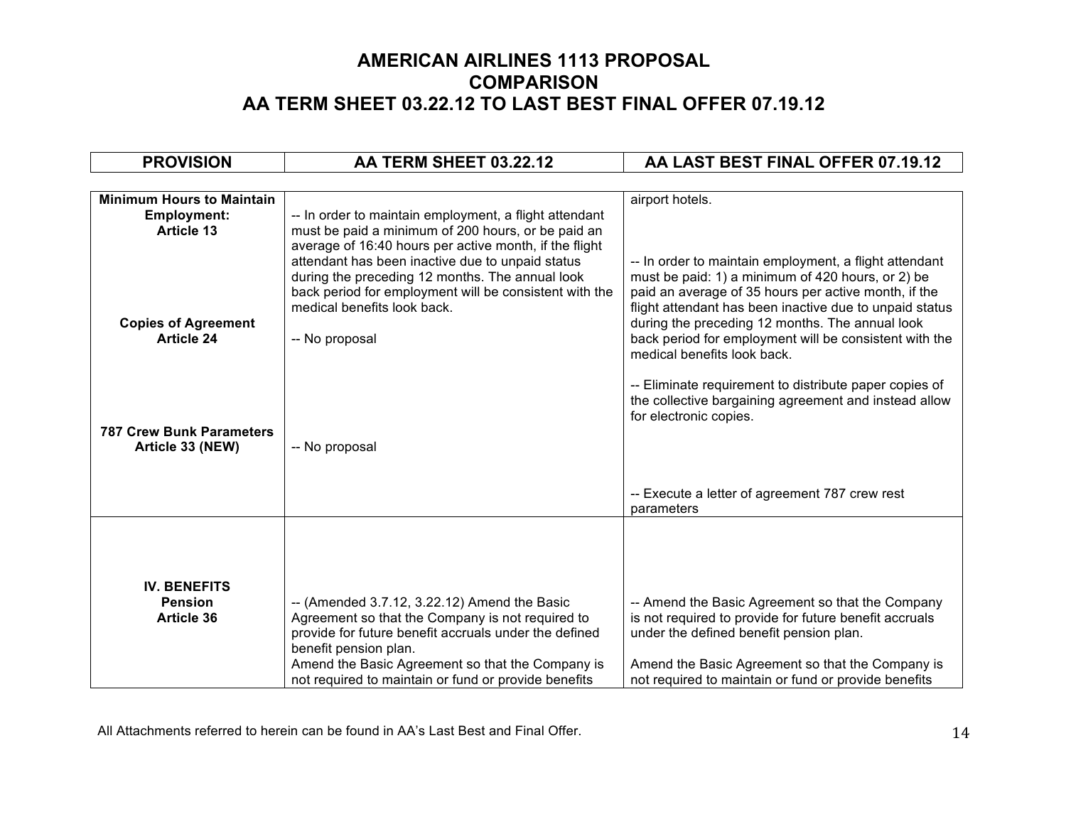# AMERICAN AIRLINES 1113 PROPOSAL COMPARISON AA TERM SHEET 03.22.12 TO LAST BEST FINAL OFFER 07.19.12

| PROVISION | AA TERM SHEET 03.22.12 | AA LAST BEST FINAL OFFER 07.19.12 |
|---|---|---|
| | | airport hotels. |
| **Minimum Hours to Maintain Employment: Article 13** | -- In order to maintain employment, a flight attendant must be paid a minimum of 200 hours, or be paid an average of 16:40 hours per active month, if the flight attendant has been inactive due to unpaid status during the preceding 12 months. The annual look back period for employment will be consistent with the medical benefits look back. | -- In order to maintain employment, a flight attendant must be paid: 1) a minimum of 420 hours, or 2) be paid an average of 35 hours per active month, if the flight attendant has been inactive due to unpaid status during the preceding 12 months. The annual look back period for employment will be consistent with the medical benefits look back. |
| **Copies of Agreement Article 24** | -- No proposal | -- Eliminate requirement to distribute paper copies of the collective bargaining agreement and instead allow for electronic copies. |
| **787 Crew Bunk Parameters Article 33 (NEW)** | -- No proposal | -- Execute a letter of agreement 787 crew rest parameters |
| **IV. BENEFITS Pension Article 36** | -- (Amended 3.7.12, 3.22.12) Amend the Basic Agreement so that the Company is not required to provide for future benefit accruals under the defined benefit pension plan.<br>Amend the Basic Agreement so that the Company is not required to maintain or fund or provide benefits | -- Amend the Basic Agreement so that the Company is not required to provide for future benefit accruals under the defined benefit pension plan.<br><br>Amend the Basic Agreement so that the Company is not required to maintain or fund or provide benefits |

All Attachments referred to herein can be found in AA's Last Best and Final Offer.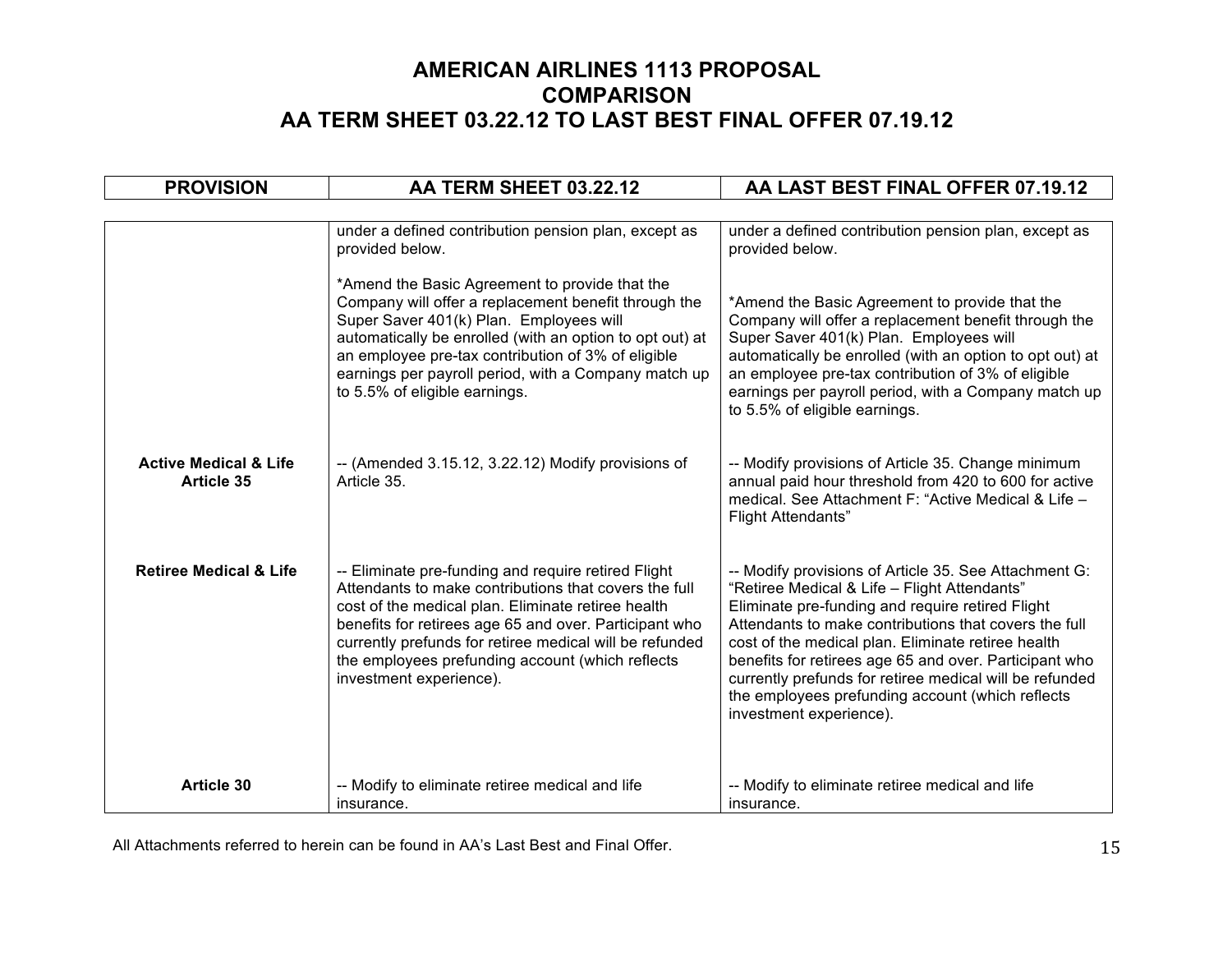# AMERICAN AIRLINES 1113 PROPOSAL
# COMPARISON
# AA TERM SHEET 03.22.12 TO LAST BEST FINAL OFFER 07.19.12

| PROVISION | AA TERM SHEET 03.22.12 | AA LAST BEST FINAL OFFER 07.19.12 |
|---|---|---|
| | under a defined contribution pension plan, except as provided below.<br><br>*Amend the Basic Agreement to provide that the Company will offer a replacement benefit through the Super Saver 401(k) Plan. Employees will automatically be enrolled (with an option to opt out) at an employee pre-tax contribution of 3% of eligible earnings per payroll period, with a Company match up to 5.5% of eligible earnings. | under a defined contribution pension plan, except as provided below.<br><br>*Amend the Basic Agreement to provide that the Company will offer a replacement benefit through the Super Saver 401(k) Plan. Employees will automatically be enrolled (with an option to opt out) at an employee pre-tax contribution of 3% of eligible earnings per payroll period, with a Company match up to 5.5% of eligible earnings. |
| **Active Medical & Life Article 35** | -- (Amended 3.15.12, 3.22.12) Modify provisions of Article 35. | -- Modify provisions of Article 35. Change minimum annual paid hour threshold from 420 to 600 for active medical. See Attachment F: "Active Medical & Life – Flight Attendants" |
| **Retiree Medical & Life** | -- Eliminate pre-funding and require retired Flight Attendants to make contributions that covers the full cost of the medical plan. Eliminate retiree health benefits for retirees age 65 and over. Participant who currently prefunds for retiree medical will be refunded the employees prefunding account (which reflects investment experience). | -- Modify provisions of Article 35. See Attachment G: "Retiree Medical & Life – Flight Attendants" Eliminate pre-funding and require retired Flight Attendants to make contributions that covers the full cost of the medical plan. Eliminate retiree health benefits for retirees age 65 and over. Participant who currently prefunds for retiree medical will be refunded the employees prefunding account (which reflects investment experience). |
| **Article 30** | -- Modify to eliminate retiree medical and life insurance. | -- Modify to eliminate retiree medical and life insurance. |

All Attachments referred to herein can be found in AA's Last Best and Final Offer.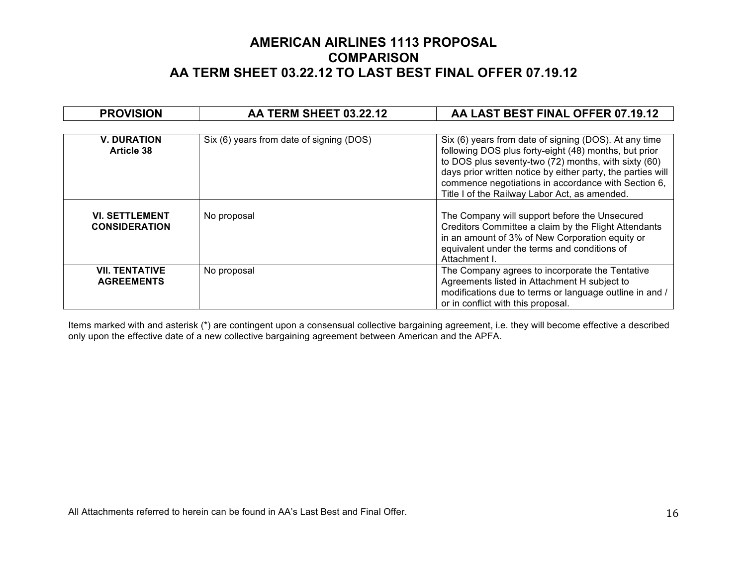# AMERICAN AIRLINES 1113 PROPOSAL
# COMPARISON
# AA TERM SHEET 03.22.12 TO LAST BEST FINAL OFFER 07.19.12

| PROVISION | AA TERM SHEET 03.22.12 | AA LAST BEST FINAL OFFER 07.19.12 |
|---|---|---|
| **V. DURATION Article 38** | Six (6) years from date of signing (DOS) | Six (6) years from date of signing (DOS). At any time following DOS plus forty-eight (48) months, but prior to DOS plus seventy-two (72) months, with sixty (60) days prior written notice by either party, the parties will commence negotiations in accordance with Section 6, Title I of the Railway Labor Act, as amended. |
| **VI. SETTLEMENT CONSIDERATION** | No proposal | The Company will support before the Unsecured Creditors Committee a claim by the Flight Attendants in an amount of 3% of New Corporation equity or equivalent under the terms and conditions of Attachment I. |
| **VII. TENTATIVE AGREEMENTS** | No proposal | The Company agrees to incorporate the Tentative Agreements listed in Attachment H subject to modifications due to terms or language outline in and / or in conflict with this proposal. |

Items marked with and asterisk (*) are contingent upon a consensual collective bargaining agreement, i.e. they will become effective a described only upon the effective date of a new collective bargaining agreement between American and the APFA.

All Attachments referred to herein can be found in AA's Last Best and Final Offer.